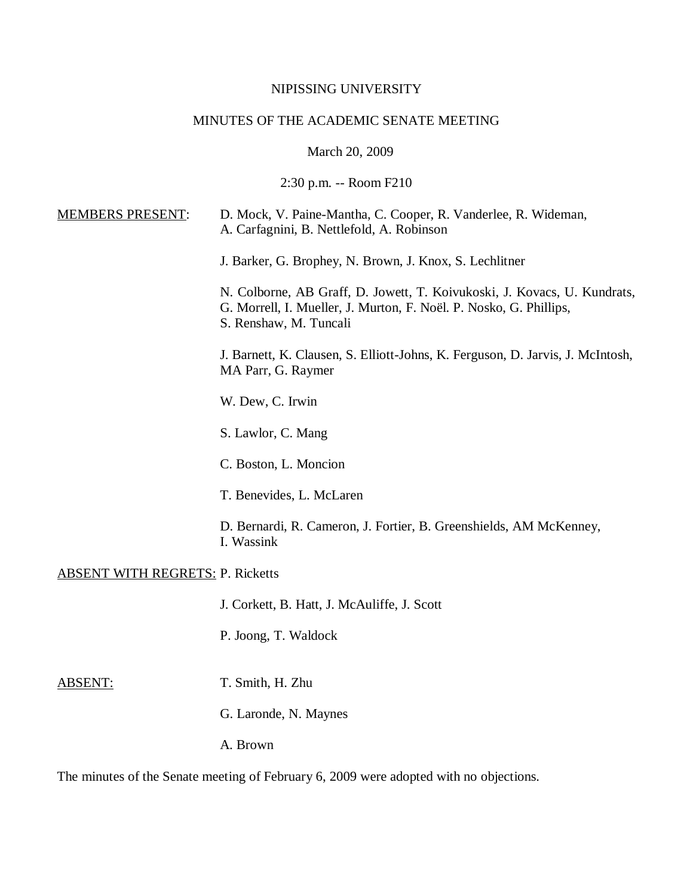NIPISSING UNIVERSITY

MINUTES OF THE ACADEMIC SENATE MEETING

March 20, 2009

2:30 p.m. -- Room F210

MEMBERS PRESENT: D. Mock, V. Paine-Mantha, C. Cooper, R. Vanderlee, R. Wideman, A. Carfagnini, B. Nettlefold, A. Robinson

J. Barker, G. Brophey, N. Brown, J. Knox, S. Lechlitner

N. Colborne, AB Graff, D. Jowett, T. Koivukoski, J. Kovacs, U. Kundrats, G. Morrell, I. Mueller, J. Murton, F. Noël. P. Nosko, G. Phillips, S. Renshaw, M. Tuncali

J. Barnett, K. Clausen, S. Elliott-Johns, K. Ferguson, D. Jarvis, J. McIntosh, MA Parr, G. Raymer

W. Dew, C. Irwin

S. Lawlor, C. Mang

C. Boston, L. Moncion

T. Benevides, L. McLaren

D. Bernardi, R. Cameron, J. Fortier, B. Greenshields, AM McKenney, I. Wassink

ABSENT WITH REGRETS: P. Ricketts

J. Corkett, B. Hatt, J. McAuliffe, J. Scott

P. Joong, T. Waldock

ABSENT: T. Smith, H. Zhu

G. Laronde, N. Maynes

A. Brown

The minutes of the Senate meeting of February 6, 2009 were adopted with no objections.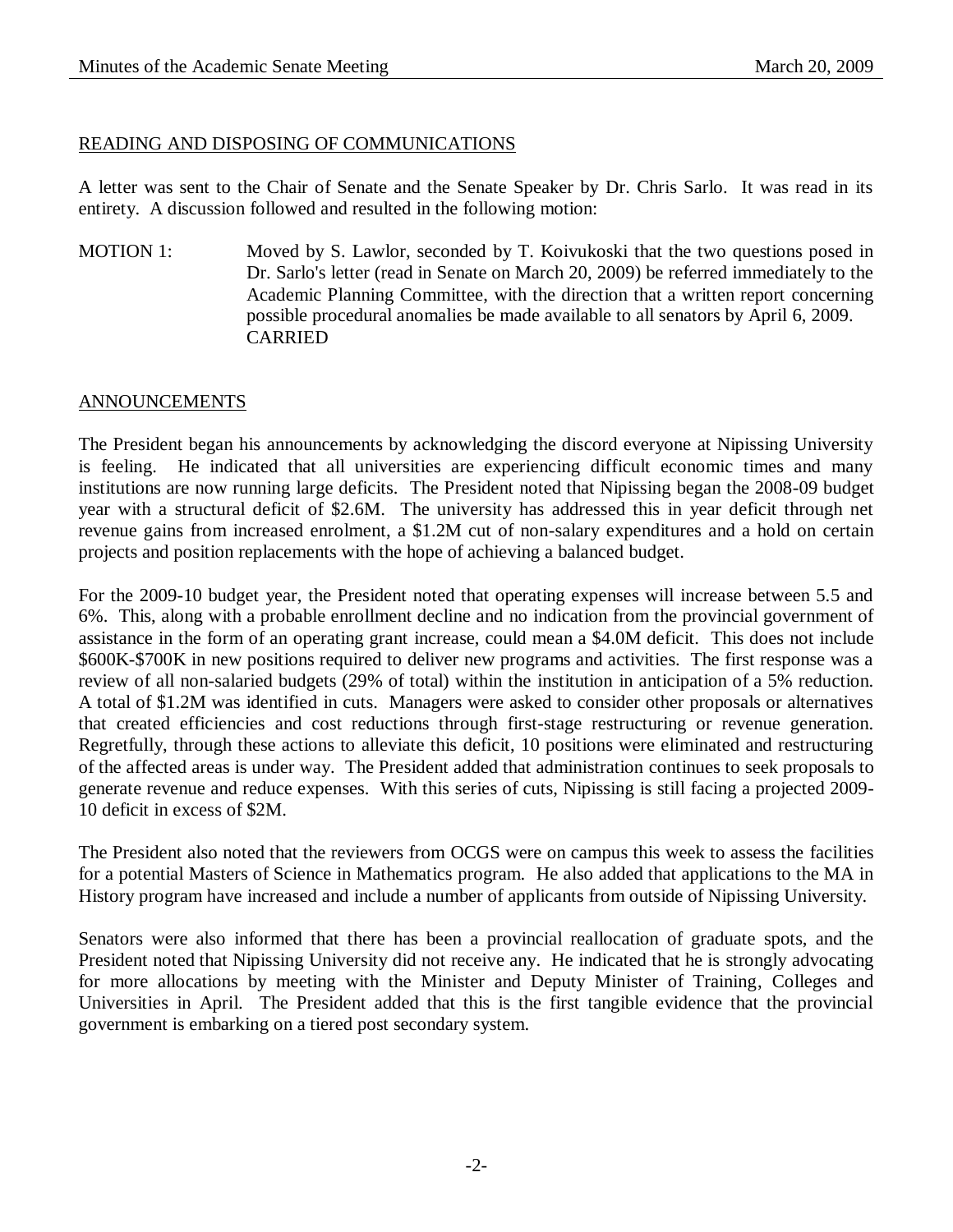## READING AND DISPOSING OF COMMUNICATIONS

A letter was sent to the Chair of Senate and the Senate Speaker by Dr. Chris Sarlo. It was read in its entirety. A discussion followed and resulted in the following motion:

MOTION 1: Moved by S. Lawlor, seconded by T. Koivukoski that the two questions posed in Dr. Sarlo's letter (read in Senate on March 20, 2009) be referred immediately to the Academic Planning Committee, with the direction that a written report concerning possible procedural anomalies be made available to all senators by April 6, 2009. CARRIED

## ANNOUNCEMENTS

The President began his announcements by acknowledging the discord everyone at Nipissing University is feeling. He indicated that all universities are experiencing difficult economic times and many institutions are now running large deficits. The President noted that Nipissing began the 2008-09 budget year with a structural deficit of $2.6M. The university has addressed this in year deficit through net revenue gains from increased enrolment, a $1.2M cut of non-salary expenditures and a hold on certain projects and position replacements with the hope of achieving a balanced budget.

For the 2009-10 budget year, the President noted that operating expenses will increase between 5.5 and 6%. This, along with a probable enrollment decline and no indication from the provincial government of assistance in the form of an operating grant increase, could mean a $4.0M deficit. This does not include $600K-$700K in new positions required to deliver new programs and activities. The first response was a review of all non-salaried budgets (29% of total) within the institution in anticipation of a 5% reduction. A total of $1.2M was identified in cuts. Managers were asked to consider other proposals or alternatives that created efficiencies and cost reductions through first-stage restructuring or revenue generation. Regretfully, through these actions to alleviate this deficit, 10 positions were eliminated and restructuring of the affected areas is under way. The President added that administration continues to seek proposals to generate revenue and reduce expenses. With this series of cuts, Nipissing is still facing a projected 2009-10 deficit in excess of $2M.

The President also noted that the reviewers from OCGS were on campus this week to assess the facilities for a potential Masters of Science in Mathematics program. He also added that applications to the MA in History program have increased and include a number of applicants from outside of Nipissing University.

Senators were also informed that there has been a provincial reallocation of graduate spots, and the President noted that Nipissing University did not receive any. He indicated that he is strongly advocating for more allocations by meeting with the Minister and Deputy Minister of Training, Colleges and Universities in April. The President added that this is the first tangible evidence that the provincial government is embarking on a tiered post secondary system.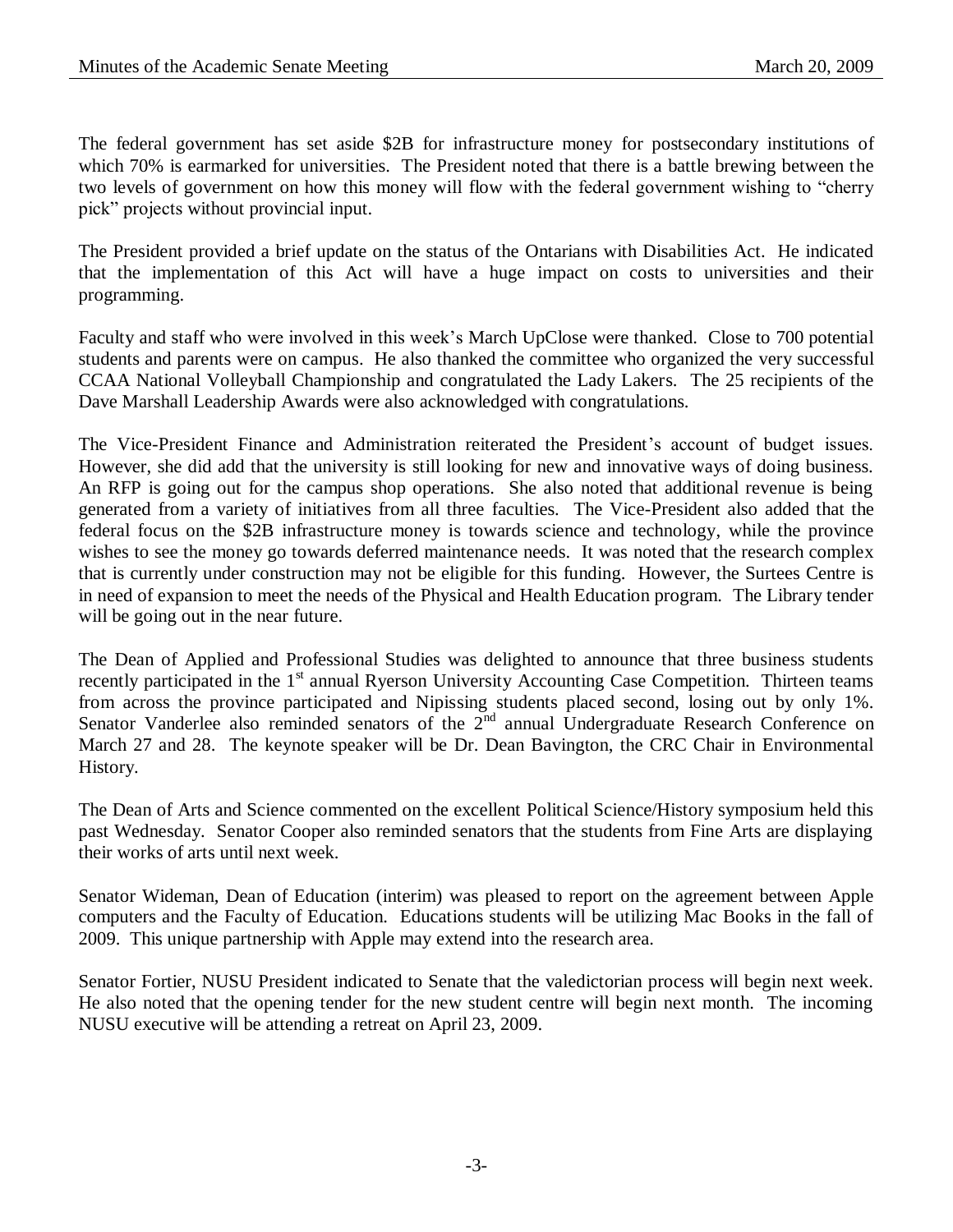The federal government has set aside $2B for infrastructure money for postsecondary institutions of which 70% is earmarked for universities. The President noted that there is a battle brewing between the two levels of government on how this money will flow with the federal government wishing to "cherry pick" projects without provincial input.

The President provided a brief update on the status of the Ontarians with Disabilities Act. He indicated that the implementation of this Act will have a huge impact on costs to universities and their programming.

Faculty and staff who were involved in this week's March UpClose were thanked. Close to 700 potential students and parents were on campus. He also thanked the committee who organized the very successful CCAA National Volleyball Championship and congratulated the Lady Lakers. The 25 recipients of the Dave Marshall Leadership Awards were also acknowledged with congratulations.

The Vice-President Finance and Administration reiterated the President's account of budget issues. However, she did add that the university is still looking for new and innovative ways of doing business. An RFP is going out for the campus shop operations. She also noted that additional revenue is being generated from a variety of initiatives from all three faculties. The Vice-President also added that the federal focus on the $2B infrastructure money is towards science and technology, while the province wishes to see the money go towards deferred maintenance needs. It was noted that the research complex that is currently under construction may not be eligible for this funding. However, the Surtees Centre is in need of expansion to meet the needs of the Physical and Health Education program. The Library tender will be going out in the near future.

The Dean of Applied and Professional Studies was delighted to announce that three business students recently participated in the 1st annual Ryerson University Accounting Case Competition. Thirteen teams from across the province participated and Nipissing students placed second, losing out by only 1%. Senator Vanderlee also reminded senators of the 2nd annual Undergraduate Research Conference on March 27 and 28. The keynote speaker will be Dr. Dean Bavington, the CRC Chair in Environmental History.

The Dean of Arts and Science commented on the excellent Political Science/History symposium held this past Wednesday. Senator Cooper also reminded senators that the students from Fine Arts are displaying their works of arts until next week.

Senator Wideman, Dean of Education (interim) was pleased to report on the agreement between Apple computers and the Faculty of Education. Educations students will be utilizing Mac Books in the fall of 2009. This unique partnership with Apple may extend into the research area.

Senator Fortier, NUSU President indicated to Senate that the valedictorian process will begin next week. He also noted that the opening tender for the new student centre will begin next month. The incoming NUSU executive will be attending a retreat on April 23, 2009.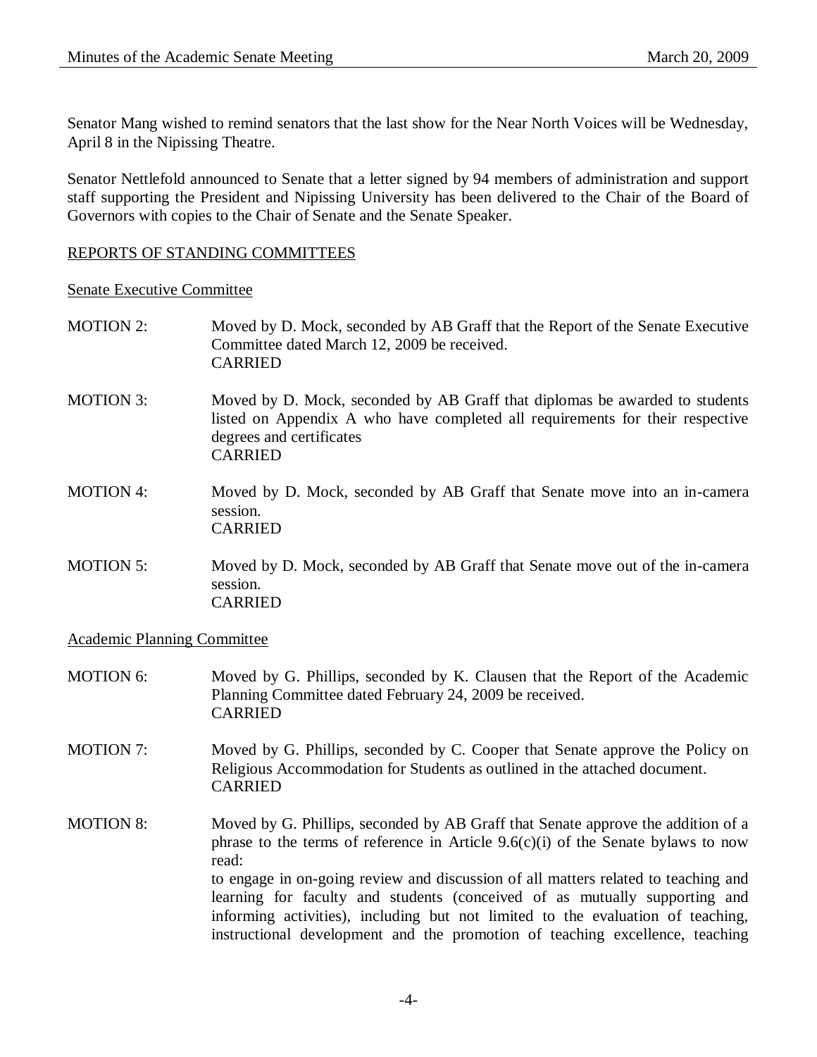Senator Mang wished to remind senators that the last show for the Near North Voices will be Wednesday, April 8 in the Nipissing Theatre.

Senator Nettlefold announced to Senate that a letter signed by 94 members of administration and support staff supporting the President and Nipissing University has been delivered to the Chair of the Board of Governors with copies to the Chair of Senate and the Senate Speaker.

## REPORTS OF STANDING COMMITTEES

### Senate Executive Committee

MOTION 2: Moved by D. Mock, seconded by AB Graff that the Report of the Senate Executive Committee dated March 12, 2009 be received.
CARRIED

MOTION 3: Moved by D. Mock, seconded by AB Graff that diplomas be awarded to students listed on Appendix A who have completed all requirements for their respective degrees and certificates
CARRIED

MOTION 4: Moved by D. Mock, seconded by AB Graff that Senate move into an in-camera session.
CARRIED

MOTION 5: Moved by D. Mock, seconded by AB Graff that Senate move out of the in-camera session.
CARRIED

### Academic Planning Committee

MOTION 6: Moved by G. Phillips, seconded by K. Clausen that the Report of the Academic Planning Committee dated February 24, 2009 be received.
CARRIED

MOTION 7: Moved by G. Phillips, seconded by C. Cooper that Senate approve the Policy on Religious Accommodation for Students as outlined in the attached document.
CARRIED

MOTION 8: Moved by G. Phillips, seconded by AB Graff that Senate approve the addition of a phrase to the terms of reference in Article 9.6(c)(i) of the Senate bylaws to now read:
to engage in on-going review and discussion of all matters related to teaching and learning for faculty and students (conceived of as mutually supporting and informing activities), including but not limited to the evaluation of teaching, instructional development and the promotion of teaching excellence, teaching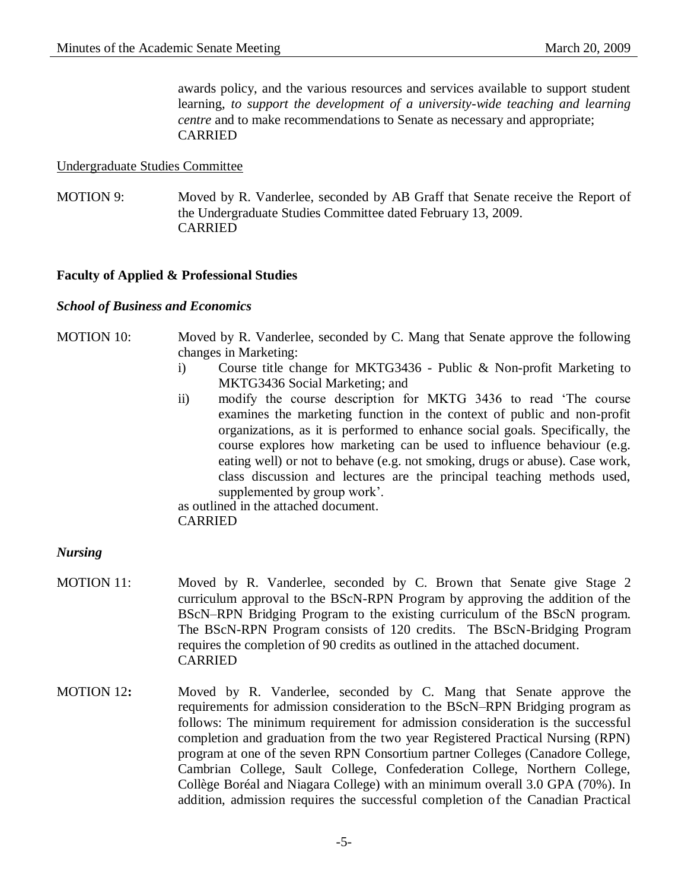awards policy, and the various resources and services available to support student learning, *to support the development of a university-wide teaching and learning centre* and to make recommendations to Senate as necessary and appropriate;
CARRIED

Undergraduate Studies Committee

MOTION 9: Moved by R. Vanderlee, seconded by AB Graff that Senate receive the Report of the Undergraduate Studies Committee dated February 13, 2009.
CARRIED

**Faculty of Applied & Professional Studies**

***School of Business and Economics***

MOTION 10: Moved by R. Vanderlee, seconded by C. Mang that Senate approve the following changes in Marketing:

i) Course title change for MKTG3436 - Public & Non-profit Marketing to MKTG3436 Social Marketing; and
ii) modify the course description for MKTG 3436 to read 'The course examines the marketing function in the context of public and non-profit organizations, as it is performed to enhance social goals. Specifically, the course explores how marketing can be used to influence behaviour (e.g. eating well) or not to behave (e.g. not smoking, drugs or abuse). Case work, class discussion and lectures are the principal teaching methods used, supplemented by group work'.

as outlined in the attached document.
CARRIED

***Nursing***

MOTION 11: Moved by R. Vanderlee, seconded by C. Brown that Senate give Stage 2 curriculum approval to the BScN-RPN Program by approving the addition of the BScN–RPN Bridging Program to the existing curriculum of the BScN program. The BScN-RPN Program consists of 120 credits. The BScN-Bridging Program requires the completion of 90 credits as outlined in the attached document.
CARRIED

MOTION 12**:** Moved by R. Vanderlee, seconded by C. Mang that Senate approve the requirements for admission consideration to the BScN–RPN Bridging program as follows: The minimum requirement for admission consideration is the successful completion and graduation from the two year Registered Practical Nursing (RPN) program at one of the seven RPN Consortium partner Colleges (Canadore College, Cambrian College, Sault College, Confederation College, Northern College, Collège Boréal and Niagara College) with an minimum overall 3.0 GPA (70%). In addition, admission requires the successful completion of the Canadian Practical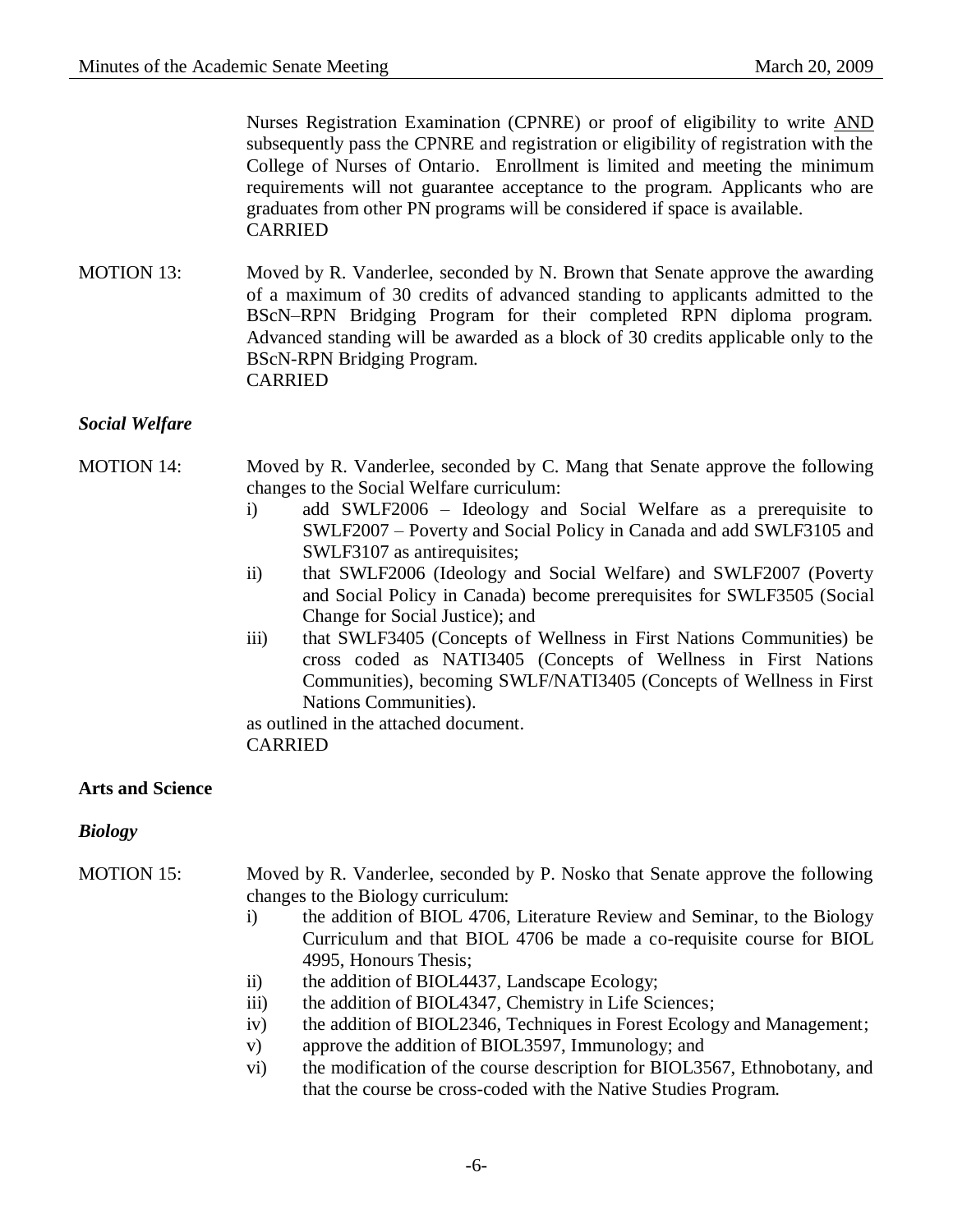Nurses Registration Examination (CPNRE) or proof of eligibility to write AND subsequently pass the CPNRE and registration or eligibility of registration with the College of Nurses of Ontario. Enrollment is limited and meeting the minimum requirements will not guarantee acceptance to the program. Applicants who are graduates from other PN programs will be considered if space is available.
CARRIED

MOTION 13: Moved by R. Vanderlee, seconded by N. Brown that Senate approve the awarding of a maximum of 30 credits of advanced standing to applicants admitted to the BScN–RPN Bridging Program for their completed RPN diploma program. Advanced standing will be awarded as a block of 30 credits applicable only to the BScN-RPN Bridging Program.
CARRIED

### *Social Welfare*

MOTION 14: Moved by R. Vanderlee, seconded by C. Mang that Senate approve the following changes to the Social Welfare curriculum:

i) add SWLF2006 – Ideology and Social Welfare as a prerequisite to SWLF2007 – Poverty and Social Policy in Canada and add SWLF3105 and SWLF3107 as antirequisites;
ii) that SWLF2006 (Ideology and Social Welfare) and SWLF2007 (Poverty and Social Policy in Canada) become prerequisites for SWLF3505 (Social Change for Social Justice); and
iii) that SWLF3405 (Concepts of Wellness in First Nations Communities) be cross coded as NATI3405 (Concepts of Wellness in First Nations Communities), becoming SWLF/NATI3405 (Concepts of Wellness in First Nations Communities).

as outlined in the attached document.
CARRIED

## Arts and Science

### *Biology*

MOTION 15: Moved by R. Vanderlee, seconded by P. Nosko that Senate approve the following changes to the Biology curriculum:

i) the addition of BIOL 4706, Literature Review and Seminar, to the Biology Curriculum and that BIOL 4706 be made a co-requisite course for BIOL 4995, Honours Thesis;
ii) the addition of BIOL4437, Landscape Ecology;
iii) the addition of BIOL4347, Chemistry in Life Sciences;
iv) the addition of BIOL2346, Techniques in Forest Ecology and Management;
v) approve the addition of BIOL3597, Immunology; and
vi) the modification of the course description for BIOL3567, Ethnobotany, and that the course be cross-coded with the Native Studies Program.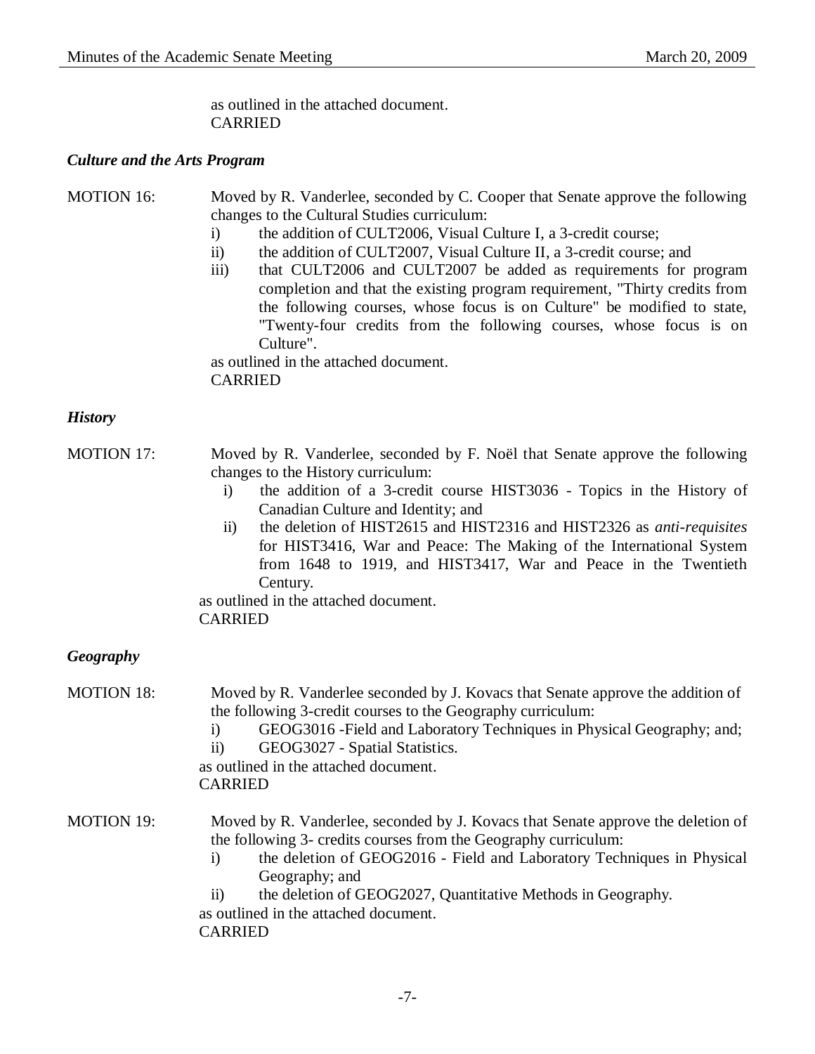as outlined in the attached document.
CARRIED

### *Culture and the Arts Program*

MOTION 16: Moved by R. Vanderlee, seconded by C. Cooper that Senate approve the following changes to the Cultural Studies curriculum:

i) the addition of CULT2006, Visual Culture I, a 3-credit course;
ii) the addition of CULT2007, Visual Culture II, a 3-credit course; and
iii) that CULT2006 and CULT2007 be added as requirements for program completion and that the existing program requirement, "Thirty credits from the following courses, whose focus is on Culture" be modified to state, "Twenty-four credits from the following courses, whose focus is on Culture".

as outlined in the attached document.
CARRIED

### *History*

MOTION 17: Moved by R. Vanderlee, seconded by F. Noël that Senate approve the following changes to the History curriculum:

i) the addition of a 3-credit course HIST3036 - Topics in the History of Canadian Culture and Identity; and
ii) the deletion of HIST2615 and HIST2316 and HIST2326 as *anti-requisites* for HIST3416, War and Peace: The Making of the International System from 1648 to 1919, and HIST3417, War and Peace in the Twentieth Century.

as outlined in the attached document.
CARRIED

### *Geography*

MOTION 18: Moved by R. Vanderlee seconded by J. Kovacs that Senate approve the addition of the following 3-credit courses to the Geography curriculum:

i) GEOG3016 -Field and Laboratory Techniques in Physical Geography; and;
ii) GEOG3027 - Spatial Statistics.

as outlined in the attached document.
CARRIED

MOTION 19: Moved by R. Vanderlee, seconded by J. Kovacs that Senate approve the deletion of the following 3- credits courses from the Geography curriculum:

i) the deletion of GEOG2016 - Field and Laboratory Techniques in Physical Geography; and
ii) the deletion of GEOG2027, Quantitative Methods in Geography.

as outlined in the attached document.
CARRIED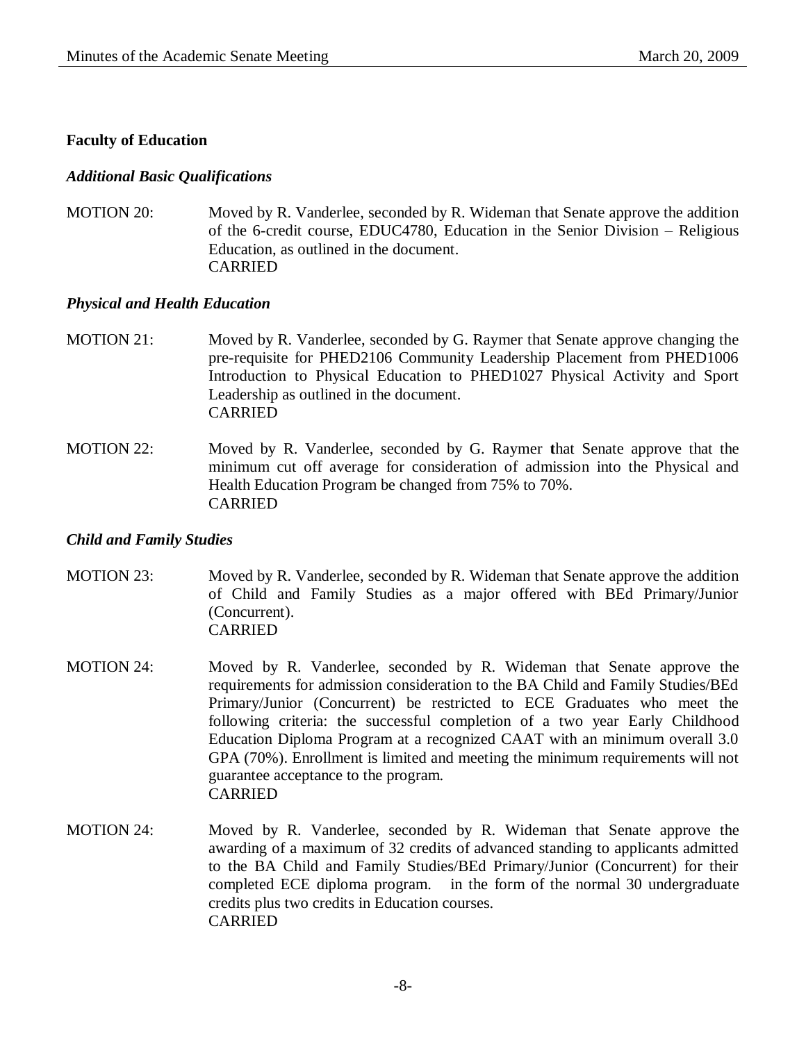**Faculty of Education**

***Additional Basic Qualifications***

MOTION 20: Moved by R. Vanderlee, seconded by R. Wideman that Senate approve the addition of the 6-credit course, EDUC4780, Education in the Senior Division – Religious Education, as outlined in the document.
CARRIED

***Physical and Health Education***

MOTION 21: Moved by R. Vanderlee, seconded by G. Raymer that Senate approve changing the pre-requisite for PHED2106 Community Leadership Placement from PHED1006 Introduction to Physical Education to PHED1027 Physical Activity and Sport Leadership as outlined in the document.
CARRIED

MOTION 22: Moved by R. Vanderlee, seconded by G. Raymer that Senate approve that the minimum cut off average for consideration of admission into the Physical and Health Education Program be changed from 75% to 70%.
CARRIED

***Child and Family Studies***

MOTION 23: Moved by R. Vanderlee, seconded by R. Wideman that Senate approve the addition of Child and Family Studies as a major offered with BEd Primary/Junior (Concurrent).
CARRIED

MOTION 24: Moved by R. Vanderlee, seconded by R. Wideman that Senate approve the requirements for admission consideration to the BA Child and Family Studies/BEd Primary/Junior (Concurrent) be restricted to ECE Graduates who meet the following criteria: the successful completion of a two year Early Childhood Education Diploma Program at a recognized CAAT with an minimum overall 3.0 GPA (70%). Enrollment is limited and meeting the minimum requirements will not guarantee acceptance to the program.
CARRIED

MOTION 24: Moved by R. Vanderlee, seconded by R. Wideman that Senate approve the awarding of a maximum of 32 credits of advanced standing to applicants admitted to the BA Child and Family Studies/BEd Primary/Junior (Concurrent) for their completed ECE diploma program. in the form of the normal 30 undergraduate credits plus two credits in Education courses.
CARRIED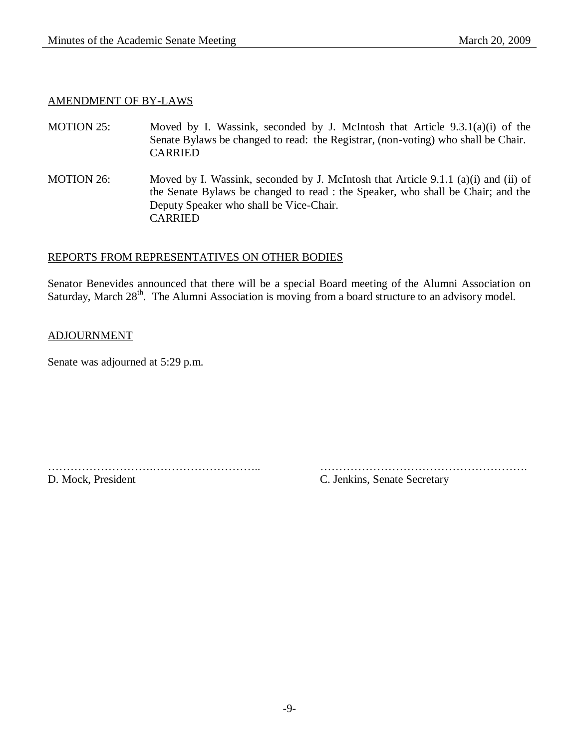## AMENDMENT OF BY-LAWS

MOTION 25: Moved by I. Wassink, seconded by J. McIntosh that Article 9.3.1(a)(i) of the Senate Bylaws be changed to read: the Registrar, (non-voting) who shall be Chair.
CARRIED

MOTION 26: Moved by I. Wassink, seconded by J. McIntosh that Article 9.1.1 (a)(i) and (ii) of the Senate Bylaws be changed to read : the Speaker, who shall be Chair; and the Deputy Speaker who shall be Vice-Chair.
CARRIED

## REPORTS FROM REPRESENTATIVES ON OTHER BODIES

Senator Benevides announced that there will be a special Board meeting of the Alumni Association on Saturday, March 28th. The Alumni Association is moving from a board structure to an advisory model.

## ADJOURNMENT

Senate was adjourned at 5:29 p.m.

……………………….……………………….. ……………………………………………….
D. Mock, President C. Jenkins, Senate Secretary